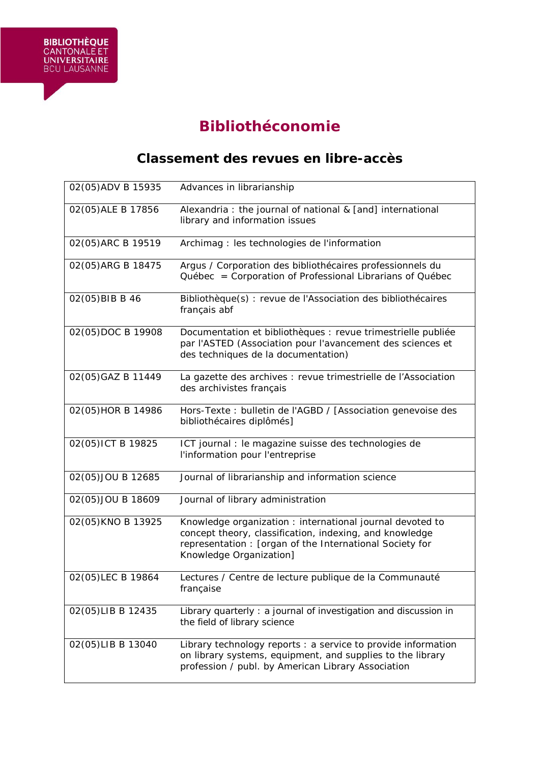BIBLIOTHÈQUE CANTONALE ET UNIVERSITAIRE BCU LAUSANNE

# Bibliothéconomie

## Classement des revues en libre-accès

| | |
|---|---|
| 02(05)ADV B 15935 | Advances in librarianship |
| 02(05)ALE B 17856 | Alexandria : the journal of national & [and] international library and information issues |
| 02(05)ARC B 19519 | Archimag : les technologies de l'information |
| 02(05)ARG B 18475 | Argus / Corporation des bibliothécaires professionnels du Québec = Corporation of Professional Librarians of Québec |
| 02(05)BIB B 46 | Bibliothèque(s) : revue de l'Association des bibliothécaires français abf |
| 02(05)DOC B 19908 | Documentation et bibliothèques : revue trimestrielle publiée par l'ASTED (Association pour l'avancement des sciences et des techniques de la documentation) |
| 02(05)GAZ B 11449 | La gazette des archives : revue trimestrielle de l'Association des archivistes français |
| 02(05)HOR B 14986 | Hors-Texte : bulletin de l'AGBD / [Association genevoise des bibliothécaires diplômés] |
| 02(05)ICT B 19825 | ICT journal : le magazine suisse des technologies de l'information pour l'entreprise |
| 02(05)JOU B 12685 | Journal of librarianship and information science |
| 02(05)JOU B 18609 | Journal of library administration |
| 02(05)KNO B 13925 | Knowledge organization : international journal devoted to concept theory, classification, indexing, and knowledge representation : [organ of the International Society for Knowledge Organization] |
| 02(05)LEC B 19864 | Lectures / Centre de lecture publique de la Communauté française |
| 02(05)LIB B 12435 | Library quarterly : a journal of investigation and discussion in the field of library science |
| 02(05)LIB B 13040 | Library technology reports : a service to provide information on library systems, equipment, and supplies to the library profession / publ. by American Library Association |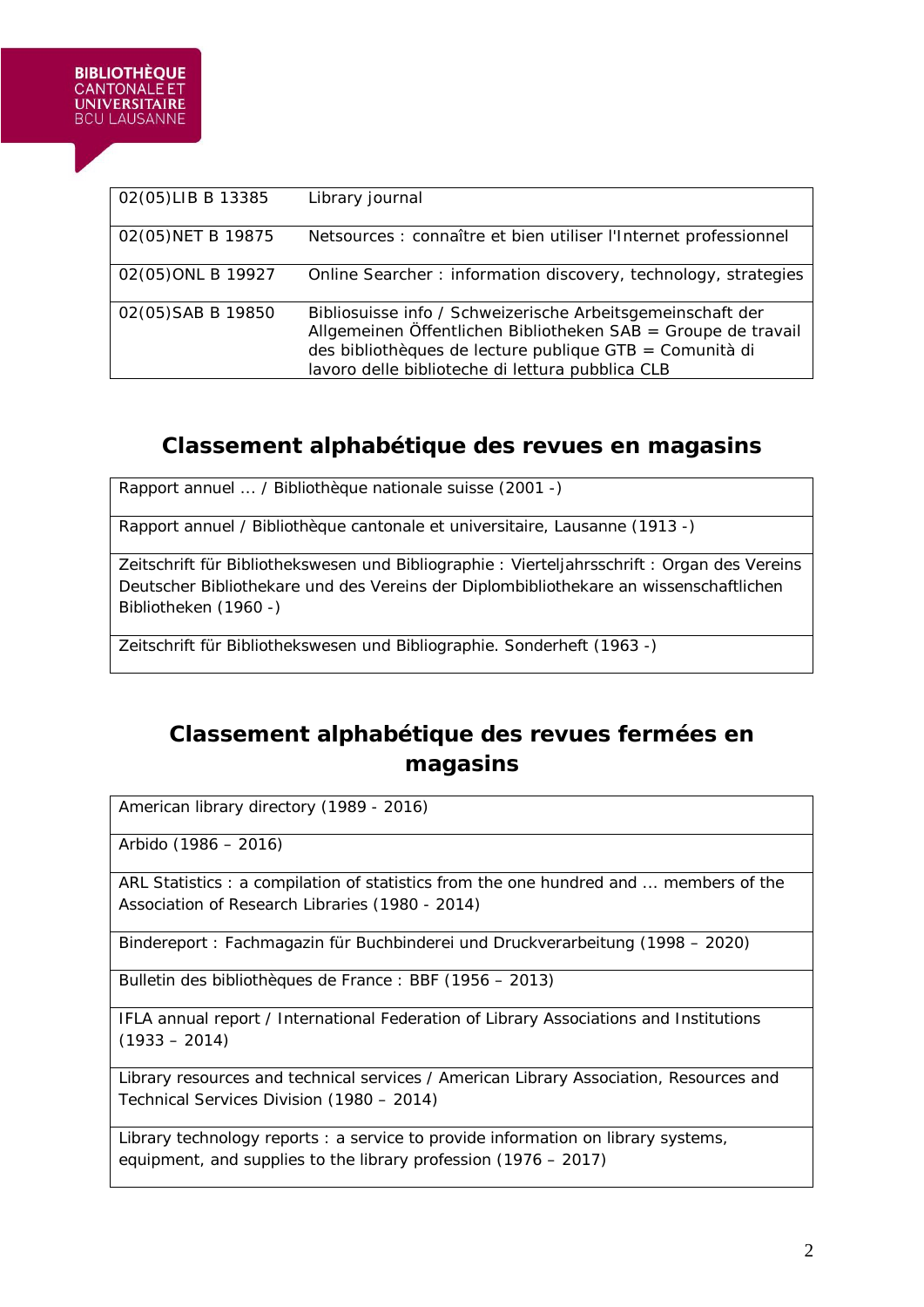| | |
|---|---|
| 02(05)LIB B 13385 | Library journal |
| 02(05)NET B 19875 | Netsources : connaître et bien utiliser l'Internet professionnel |
| 02(05)ONL B 19927 | Online Searcher : information discovery, technology, strategies |
| 02(05)SAB B 19850 | Bibliosuisse info / Schweizerische Arbeitsgemeinschaft der Allgemeinen Öffentlichen Bibliotheken SAB = Groupe de travail des bibliothèques de lecture publique GTB = Comunità di lavoro delle biblioteche di lettura pubblica CLB |

## Classement alphabétique des revues en magasins

| |
|---|
| Rapport annuel ... / Bibliothèque nationale suisse (2001 -) |
| Rapport annuel / Bibliothèque cantonale et universitaire, Lausanne (1913 -) |
| Zeitschrift für Bibliothekswesen und Bibliographie : Vierteljahrsschrift : Organ des Vereins Deutscher Bibliothekare und des Vereins der Diplombibliothekare an wissenschaftlichen Bibliotheken (1960 -) |
| Zeitschrift für Bibliothekswesen und Bibliographie. Sonderheft (1963 -) |

## Classement alphabétique des revues fermées en magasins

| |
|---|
| American library directory (1989 - 2016) |
| Arbido (1986 – 2016) |
| ARL Statistics : a compilation of statistics from the one hundred and ... members of the Association of Research Libraries (1980 - 2014) |
| Bindereport : Fachmagazin für Buchbinderei und Druckverarbeitung (1998 – 2020) |
| Bulletin des bibliothèques de France : BBF (1956 – 2013) |
| IFLA annual report / International Federation of Library Associations and Institutions (1933 – 2014) |
| Library resources and technical services / American Library Association, Resources and Technical Services Division (1980 – 2014) |
| Library technology reports : a service to provide information on library systems, equipment, and supplies to the library profession (1976 – 2017) |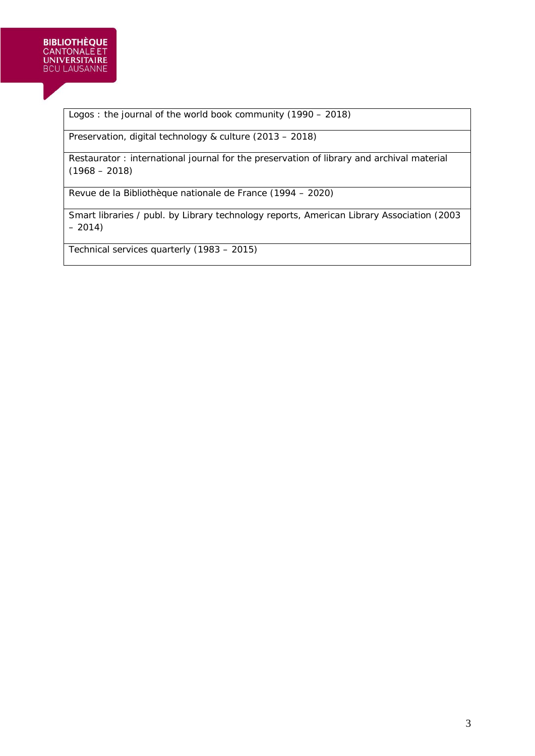| |
| --- |
| Logos : the journal of the world book community (1990 – 2018) |
| Preservation, digital technology & culture (2013 – 2018) |
| Restaurator : international journal for the preservation of library and archival material (1968 – 2018) |
| Revue de la Bibliothèque nationale de France (1994 – 2020) |
| Smart libraries / publ. by Library technology reports, American Library Association (2003 – 2014) |
| Technical services quarterly (1983 – 2015) |